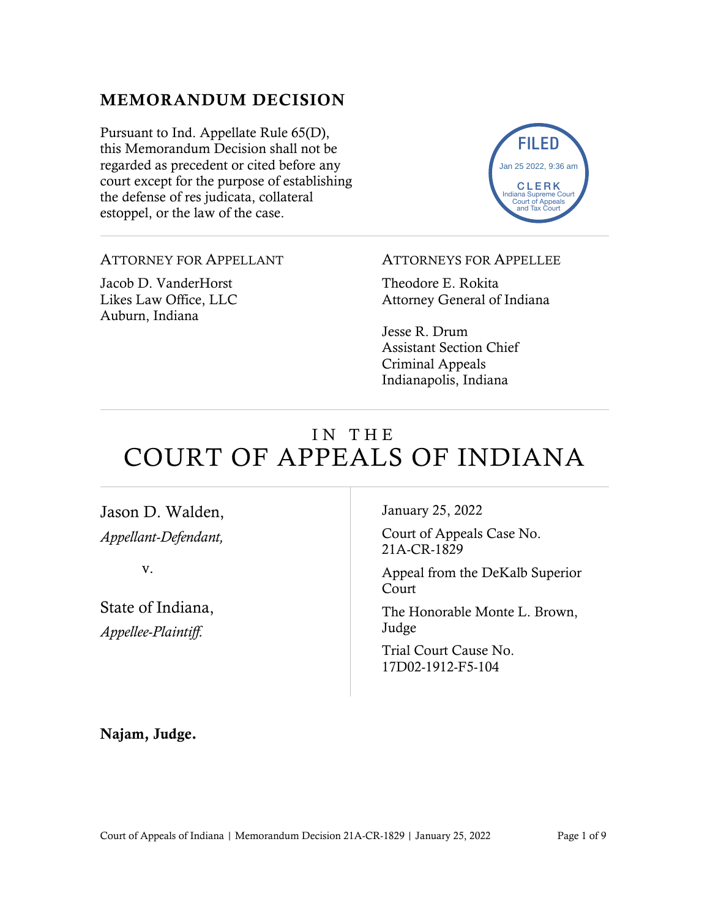## MEMORANDUM DECISION

Pursuant to Ind. Appellate Rule 65(D), this Memorandum Decision shall not be regarded as precedent or cited before any court except for the purpose of establishing the defense of res judicata, collateral estoppel, or the law of the case.

FILED
Jan 25 2022, 9:36 am
CLERK
Indiana Supreme Court
Court of Appeals
and Tax Court

---

ATTORNEY FOR APPELLANT

Jacob D. VanderHorst
Likes Law Office, LLC
Auburn, Indiana

ATTORNEYS FOR APPELLEE

Theodore E. Rokita
Attorney General of Indiana

Jesse R. Drum
Assistant Section Chief
Criminal Appeals
Indianapolis, Indiana

---

# IN THE COURT OF APPEALS OF INDIANA

Jason D. Walden,
*Appellant-Defendant,*

v.

State of Indiana,
*Appellee-Plaintiff.*

January 25, 2022

Court of Appeals Case No. 21A-CR-1829

Appeal from the DeKalb Superior Court

The Honorable Monte L. Brown, Judge

Trial Court Cause No. 17D02-1912-F5-104

**Najam, Judge.**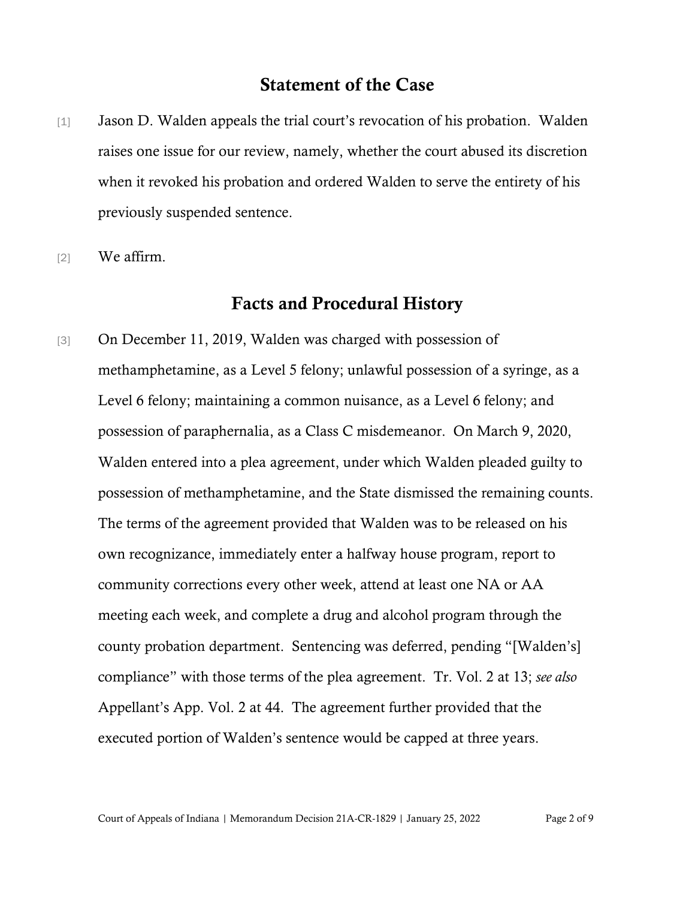## Statement of the Case

[1] Jason D. Walden appeals the trial court's revocation of his probation. Walden raises one issue for our review, namely, whether the court abused its discretion when it revoked his probation and ordered Walden to serve the entirety of his previously suspended sentence.

[2] We affirm.

## Facts and Procedural History

[3] On December 11, 2019, Walden was charged with possession of methamphetamine, as a Level 5 felony; unlawful possession of a syringe, as a Level 6 felony; maintaining a common nuisance, as a Level 6 felony; and possession of paraphernalia, as a Class C misdemeanor. On March 9, 2020, Walden entered into a plea agreement, under which Walden pleaded guilty to possession of methamphetamine, and the State dismissed the remaining counts. The terms of the agreement provided that Walden was to be released on his own recognizance, immediately enter a halfway house program, report to community corrections every other week, attend at least one NA or AA meeting each week, and complete a drug and alcohol program through the county probation department. Sentencing was deferred, pending "[Walden's] compliance" with those terms of the plea agreement. Tr. Vol. 2 at 13; *see also* Appellant's App. Vol. 2 at 44. The agreement further provided that the executed portion of Walden's sentence would be capped at three years.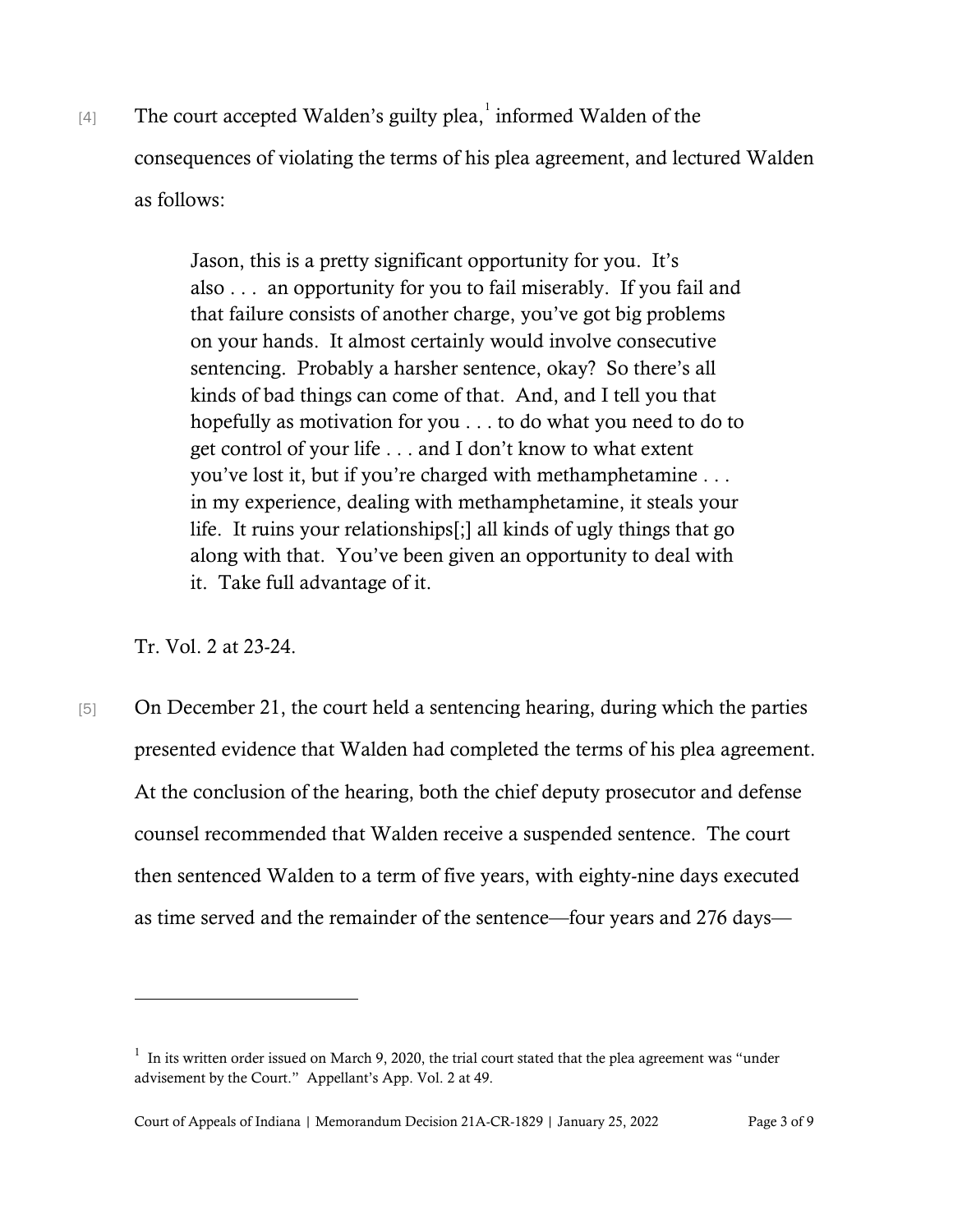[4] The court accepted Walden's guilty plea,[1] informed Walden of the consequences of violating the terms of his plea agreement, and lectured Walden as follows:

> Jason, this is a pretty significant opportunity for you. It's also . . . an opportunity for you to fail miserably. If you fail and that failure consists of another charge, you've got big problems on your hands. It almost certainly would involve consecutive sentencing. Probably a harsher sentence, okay? So there's all kinds of bad things can come of that. And, and I tell you that hopefully as motivation for you . . . to do what you need to do to get control of your life . . . and I don't know to what extent you've lost it, but if you're charged with methamphetamine . . . in my experience, dealing with methamphetamine, it steals your life. It ruins your relationships[;] all kinds of ugly things that go along with that. You've been given an opportunity to deal with it. Take full advantage of it.

Tr. Vol. 2 at 23-24.

[5] On December 21, the court held a sentencing hearing, during which the parties presented evidence that Walden had completed the terms of his plea agreement. At the conclusion of the hearing, both the chief deputy prosecutor and defense counsel recommended that Walden receive a suspended sentence. The court then sentenced Walden to a term of five years, with eighty-nine days executed as time served and the remainder of the sentence—four years and 276 days—

---

[1] In its written order issued on March 9, 2020, the trial court stated that the plea agreement was "under advisement by the Court." Appellant's App. Vol. 2 at 49.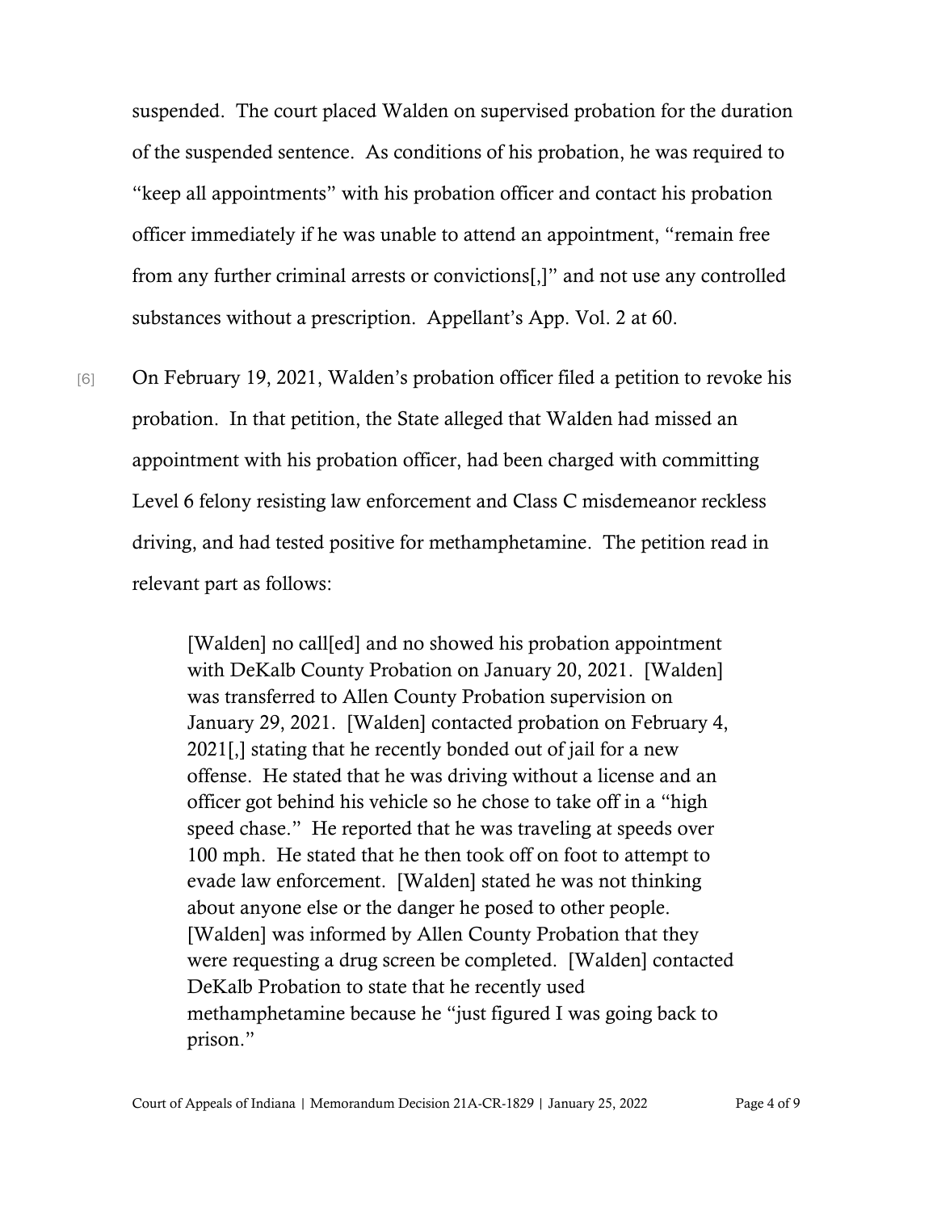suspended. The court placed Walden on supervised probation for the duration of the suspended sentence. As conditions of his probation, he was required to "keep all appointments" with his probation officer and contact his probation officer immediately if he was unable to attend an appointment, "remain free from any further criminal arrests or convictions[,]" and not use any controlled substances without a prescription. Appellant's App. Vol. 2 at 60.

[6] On February 19, 2021, Walden's probation officer filed a petition to revoke his probation. In that petition, the State alleged that Walden had missed an appointment with his probation officer, had been charged with committing Level 6 felony resisting law enforcement and Class C misdemeanor reckless driving, and had tested positive for methamphetamine. The petition read in relevant part as follows:

> [Walden] no call[ed] and no showed his probation appointment with DeKalb County Probation on January 20, 2021. [Walden] was transferred to Allen County Probation supervision on January 29, 2021. [Walden] contacted probation on February 4, 2021[,] stating that he recently bonded out of jail for a new offense. He stated that he was driving without a license and an officer got behind his vehicle so he chose to take off in a "high speed chase." He reported that he was traveling at speeds over 100 mph. He stated that he then took off on foot to attempt to evade law enforcement. [Walden] stated he was not thinking about anyone else or the danger he posed to other people. [Walden] was informed by Allen County Probation that they were requesting a drug screen be completed. [Walden] contacted DeKalb Probation to state that he recently used methamphetamine because he "just figured I was going back to prison."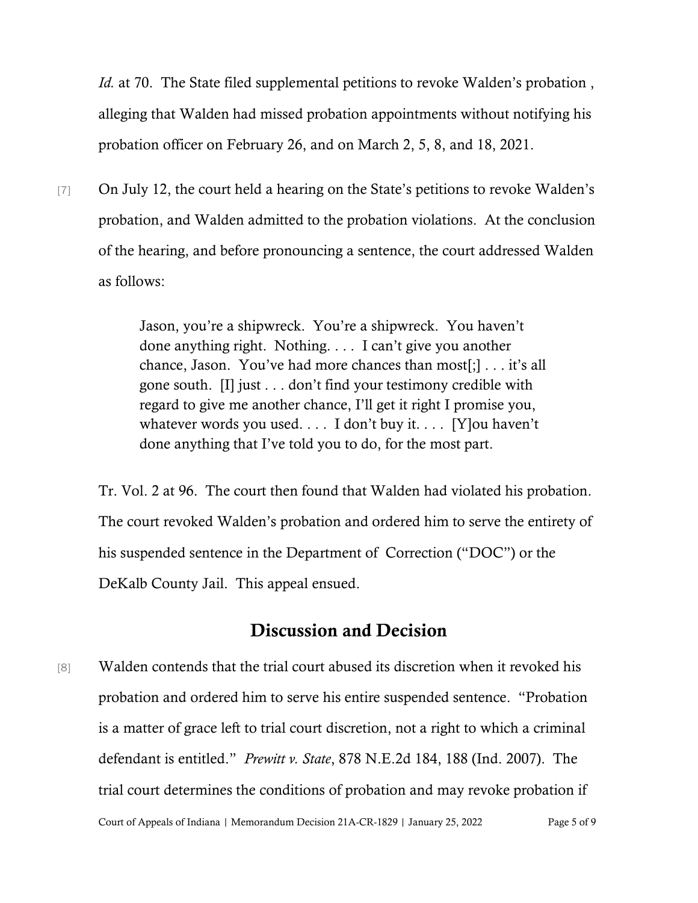*Id.* at 70. The State filed supplemental petitions to revoke Walden's probation , alleging that Walden had missed probation appointments without notifying his probation officer on February 26, and on March 2, 5, 8, and 18, 2021.

[7] On July 12, the court held a hearing on the State's petitions to revoke Walden's probation, and Walden admitted to the probation violations. At the conclusion of the hearing, and before pronouncing a sentence, the court addressed Walden as follows:

> Jason, you're a shipwreck. You're a shipwreck. You haven't done anything right. Nothing. . . . I can't give you another chance, Jason. You've had more chances than most[;] . . . it's all gone south. [I] just . . . don't find your testimony credible with regard to give me another chance, I'll get it right I promise you, whatever words you used. . . . I don't buy it. . . . [Y]ou haven't done anything that I've told you to do, for the most part.

Tr. Vol. 2 at 96. The court then found that Walden had violated his probation. The court revoked Walden's probation and ordered him to serve the entirety of his suspended sentence in the Department of Correction ("DOC") or the DeKalb County Jail. This appeal ensued.

## Discussion and Decision

[8] Walden contends that the trial court abused its discretion when it revoked his probation and ordered him to serve his entire suspended sentence. "Probation is a matter of grace left to trial court discretion, not a right to which a criminal defendant is entitled." *Prewitt v. State*, 878 N.E.2d 184, 188 (Ind. 2007). The trial court determines the conditions of probation and may revoke probation if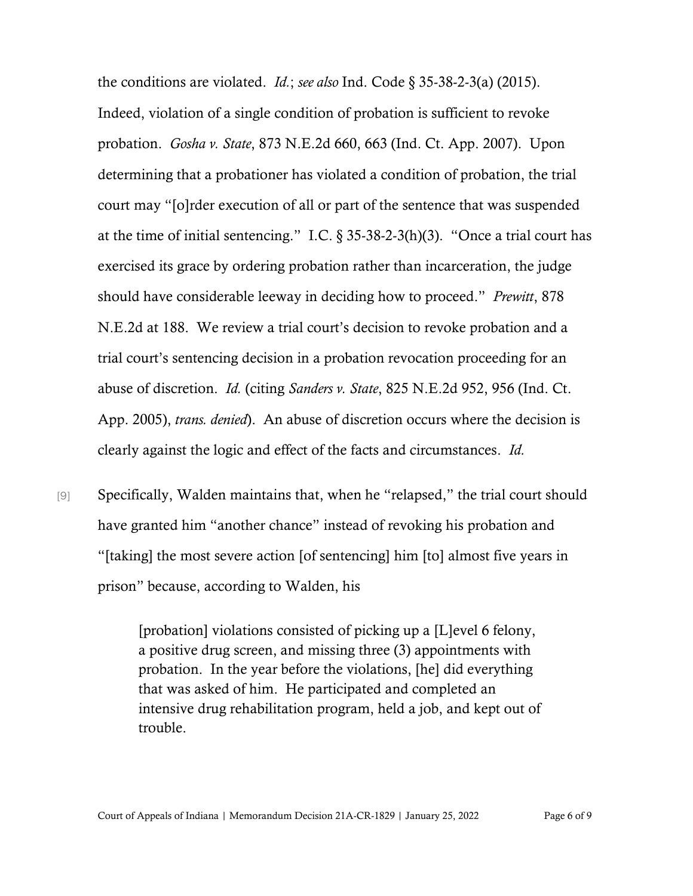the conditions are violated. *Id.*; *see also* Ind. Code § 35-38-2-3(a) (2015). Indeed, violation of a single condition of probation is sufficient to revoke probation. *Gosha v. State*, 873 N.E.2d 660, 663 (Ind. Ct. App. 2007). Upon determining that a probationer has violated a condition of probation, the trial court may "[o]rder execution of all or part of the sentence that was suspended at the time of initial sentencing." I.C. § 35-38-2-3(h)(3). "Once a trial court has exercised its grace by ordering probation rather than incarceration, the judge should have considerable leeway in deciding how to proceed." *Prewitt*, 878 N.E.2d at 188. We review a trial court's decision to revoke probation and a trial court's sentencing decision in a probation revocation proceeding for an abuse of discretion. *Id.* (citing *Sanders v. State*, 825 N.E.2d 952, 956 (Ind. Ct. App. 2005), *trans. denied*). An abuse of discretion occurs where the decision is clearly against the logic and effect of the facts and circumstances. *Id.*

[9] Specifically, Walden maintains that, when he "relapsed," the trial court should have granted him "another chance" instead of revoking his probation and "[taking] the most severe action [of sentencing] him [to] almost five years in prison" because, according to Walden, his

> [probation] violations consisted of picking up a [L]evel 6 felony, a positive drug screen, and missing three (3) appointments with probation. In the year before the violations, [he] did everything that was asked of him. He participated and completed an intensive drug rehabilitation program, held a job, and kept out of trouble.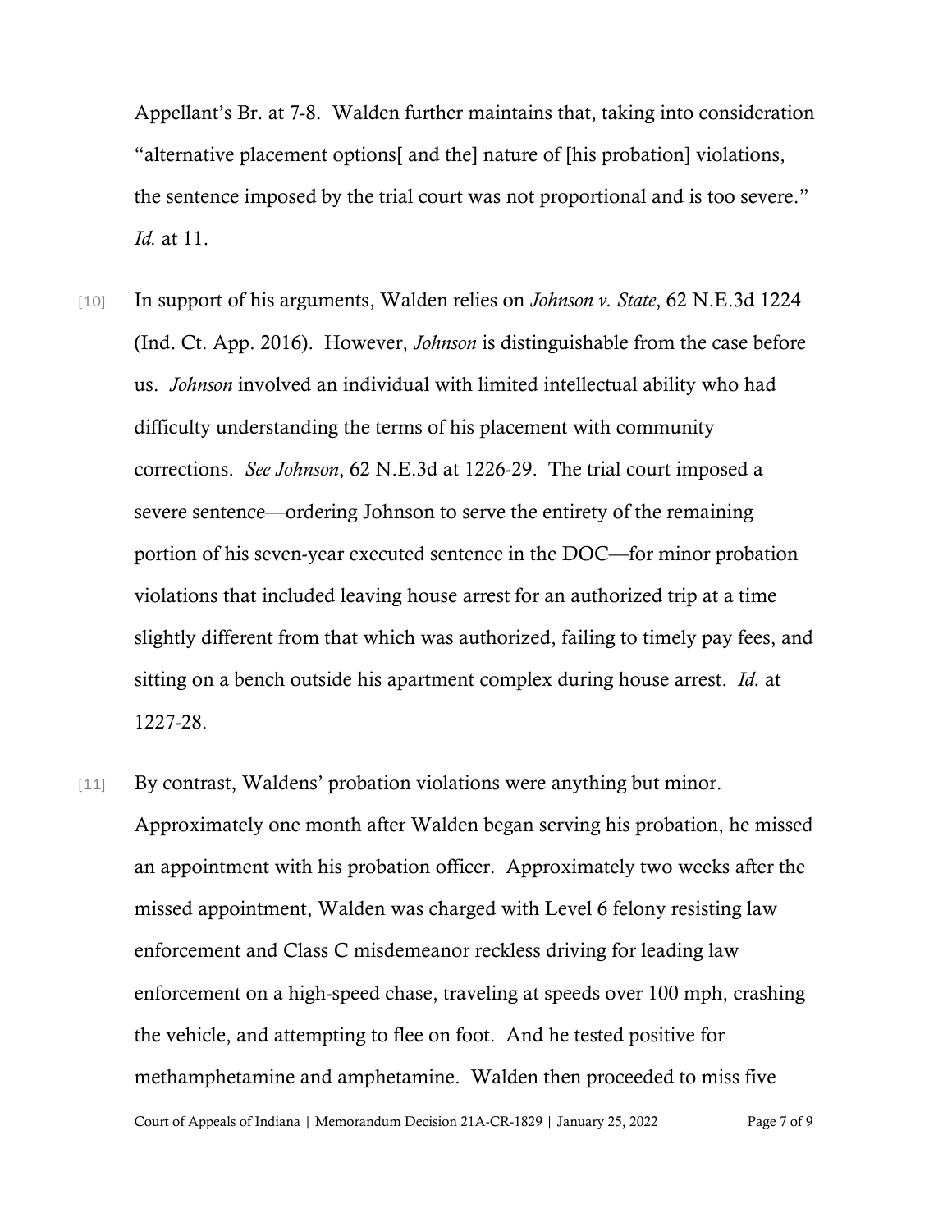Appellant's Br. at 7-8. Walden further maintains that, taking into consideration "alternative placement options[ and the] nature of [his probation] violations, the sentence imposed by the trial court was not proportional and is too severe." *Id.* at 11.

[10] In support of his arguments, Walden relies on *Johnson v. State*, 62 N.E.3d 1224 (Ind. Ct. App. 2016). However, *Johnson* is distinguishable from the case before us. *Johnson* involved an individual with limited intellectual ability who had difficulty understanding the terms of his placement with community corrections. *See Johnson*, 62 N.E.3d at 1226-29. The trial court imposed a severe sentence—ordering Johnson to serve the entirety of the remaining portion of his seven-year executed sentence in the DOC—for minor probation violations that included leaving house arrest for an authorized trip at a time slightly different from that which was authorized, failing to timely pay fees, and sitting on a bench outside his apartment complex during house arrest. *Id.* at 1227-28.

[11] By contrast, Waldens' probation violations were anything but minor. Approximately one month after Walden began serving his probation, he missed an appointment with his probation officer. Approximately two weeks after the missed appointment, Walden was charged with Level 6 felony resisting law enforcement and Class C misdemeanor reckless driving for leading law enforcement on a high-speed chase, traveling at speeds over 100 mph, crashing the vehicle, and attempting to flee on foot. And he tested positive for methamphetamine and amphetamine. Walden then proceeded to miss five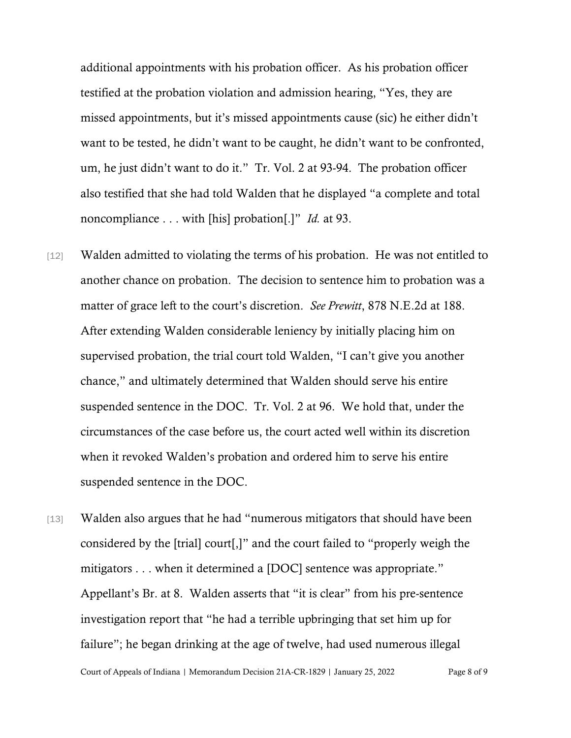additional appointments with his probation officer. As his probation officer testified at the probation violation and admission hearing, "Yes, they are missed appointments, but it's missed appointments cause (sic) he either didn't want to be tested, he didn't want to be caught, he didn't want to be confronted, um, he just didn't want to do it." Tr. Vol. 2 at 93-94. The probation officer also testified that she had told Walden that he displayed "a complete and total noncompliance . . . with [his] probation[.]" *Id.* at 93.

[12] Walden admitted to violating the terms of his probation. He was not entitled to another chance on probation. The decision to sentence him to probation was a matter of grace left to the court's discretion. *See Prewitt*, 878 N.E.2d at 188. After extending Walden considerable leniency by initially placing him on supervised probation, the trial court told Walden, "I can't give you another chance," and ultimately determined that Walden should serve his entire suspended sentence in the DOC. Tr. Vol. 2 at 96. We hold that, under the circumstances of the case before us, the court acted well within its discretion when it revoked Walden's probation and ordered him to serve his entire suspended sentence in the DOC.

[13] Walden also argues that he had "numerous mitigators that should have been considered by the [trial] court[,]" and the court failed to "properly weigh the mitigators . . . when it determined a [DOC] sentence was appropriate." Appellant's Br. at 8. Walden asserts that "it is clear" from his pre-sentence investigation report that "he had a terrible upbringing that set him up for failure"; he began drinking at the age of twelve, had used numerous illegal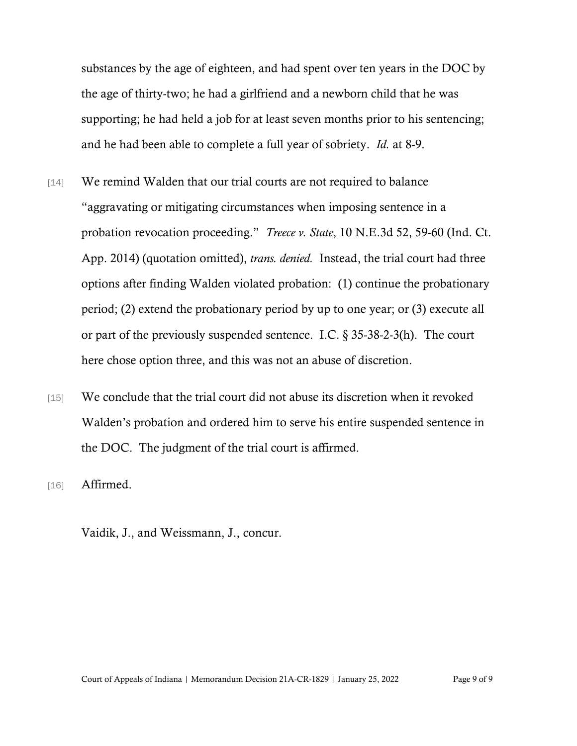substances by the age of eighteen, and had spent over ten years in the DOC by the age of thirty-two; he had a girlfriend and a newborn child that he was supporting; he had held a job for at least seven months prior to his sentencing; and he had been able to complete a full year of sobriety. *Id.* at 8-9.

[14] We remind Walden that our trial courts are not required to balance "aggravating or mitigating circumstances when imposing sentence in a probation revocation proceeding." *Treece v. State*, 10 N.E.3d 52, 59-60 (Ind. Ct. App. 2014) (quotation omitted), *trans. denied.* Instead, the trial court had three options after finding Walden violated probation: (1) continue the probationary period; (2) extend the probationary period by up to one year; or (3) execute all or part of the previously suspended sentence. I.C. § 35-38-2-3(h). The court here chose option three, and this was not an abuse of discretion.

[15] We conclude that the trial court did not abuse its discretion when it revoked Walden's probation and ordered him to serve his entire suspended sentence in the DOC. The judgment of the trial court is affirmed.

[16] Affirmed.

Vaidik, J., and Weissmann, J., concur.